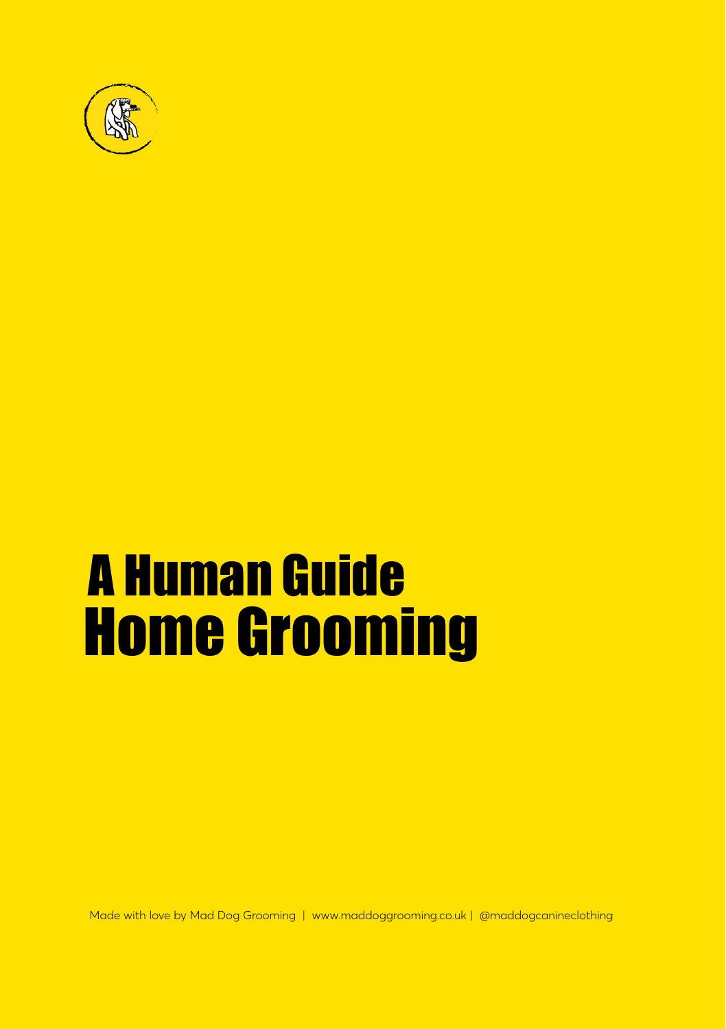# A Human Guide
# Home Grooming

Made with love by Mad Dog Grooming | www.maddoggrooming.co.uk | @maddogcanineclothing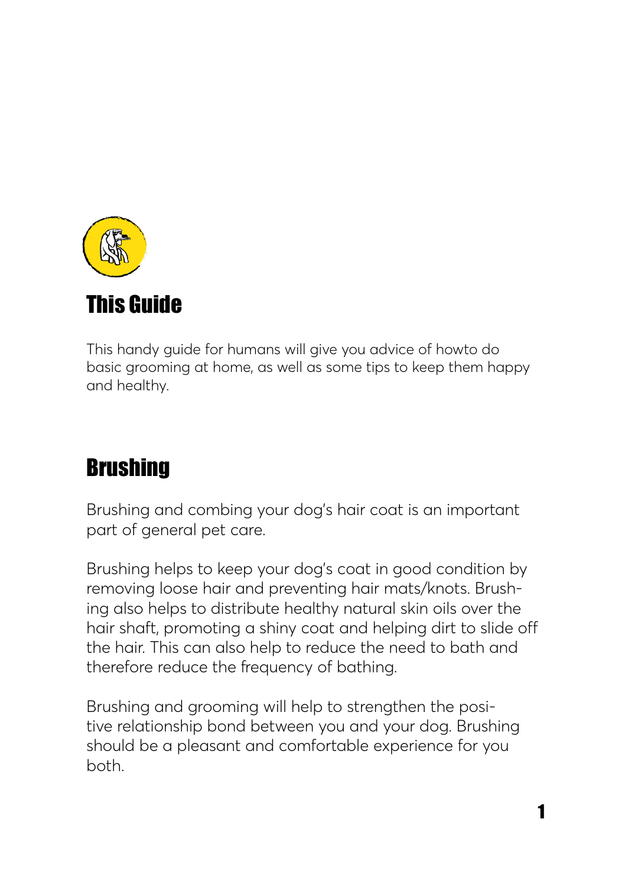## This Guide

This handy guide for humans will give you advice of howto do basic grooming at home, as well as some tips to keep them happy and healthy.

## Brushing

Brushing and combing your dog's hair coat is an important part of general pet care.

Brushing helps to keep your dog's coat in good condition by removing loose hair and preventing hair mats/knots. Brushing also helps to distribute healthy natural skin oils over the hair shaft, promoting a shiny coat and helping dirt to slide off the hair. This can also help to reduce the need to bath and therefore reduce the frequency of bathing.

Brushing and grooming will help to strengthen the positive relationship bond between you and your dog. Brushing should be a pleasant and comfortable experience for you both.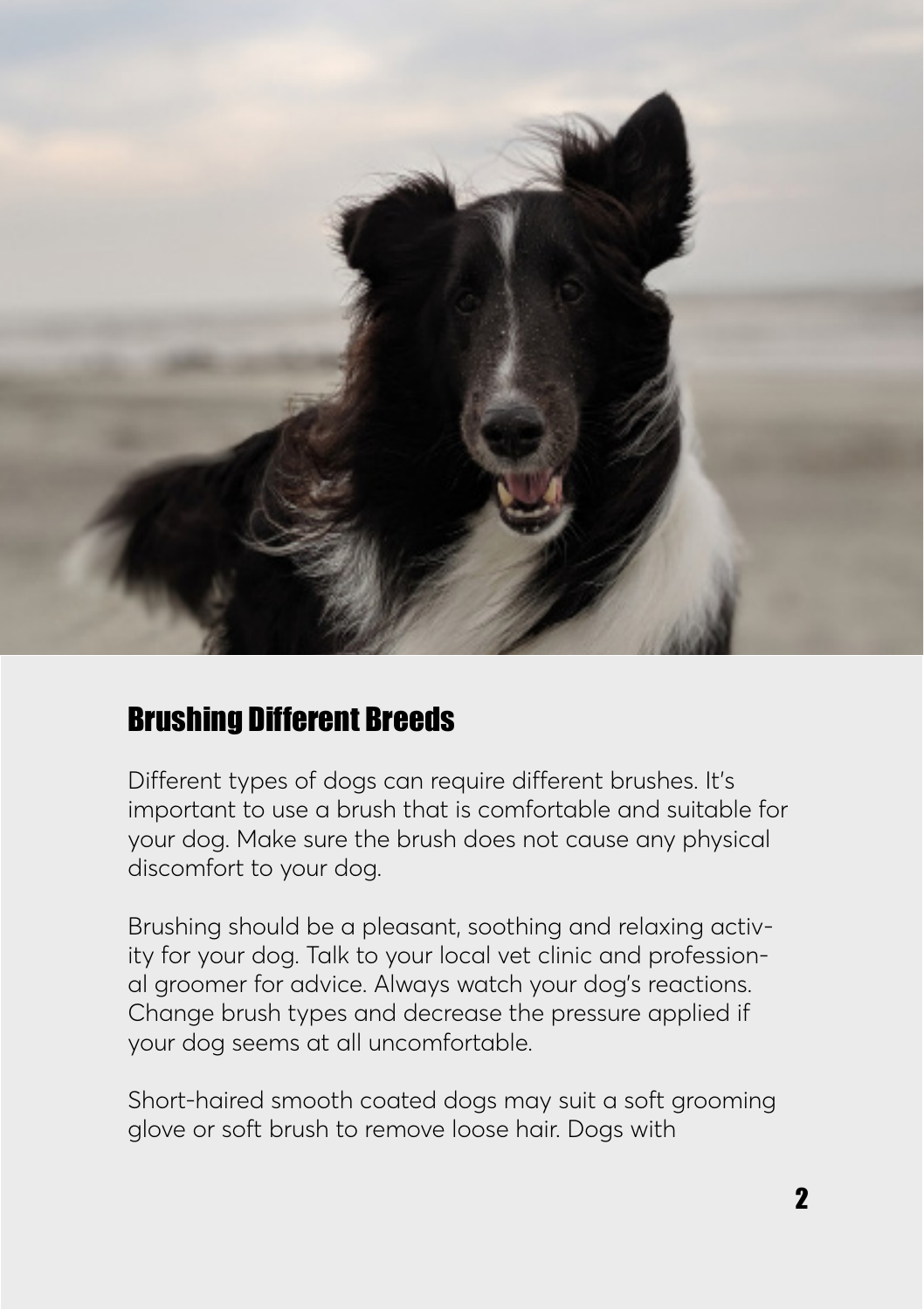## Brushing Different Breeds

Different types of dogs can require different brushes. It's important to use a brush that is comfortable and suitable for your dog. Make sure the brush does not cause any physical discomfort to your dog.

Brushing should be a pleasant, soothing and relaxing activity for your dog. Talk to your local vet clinic and professional groomer for advice. Always watch your dog's reactions. Change brush types and decrease the pressure applied if your dog seems at all uncomfortable.

Short-haired smooth coated dogs may suit a soft grooming glove or soft brush to remove loose hair. Dogs with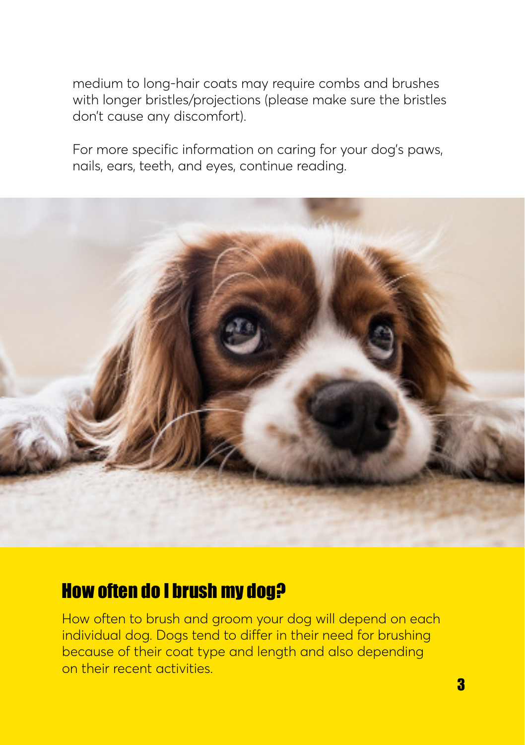medium to long-hair coats may require combs and brushes with longer bristles/projections (please make sure the bristles don't cause any discomfort).

For more specific information on caring for your dog's paws, nails, ears, teeth, and eyes, continue reading.

## How often do I brush my dog?

How often to brush and groom your dog will depend on each individual dog. Dogs tend to differ in their need for brushing because of their coat type and length and also depending on their recent activities.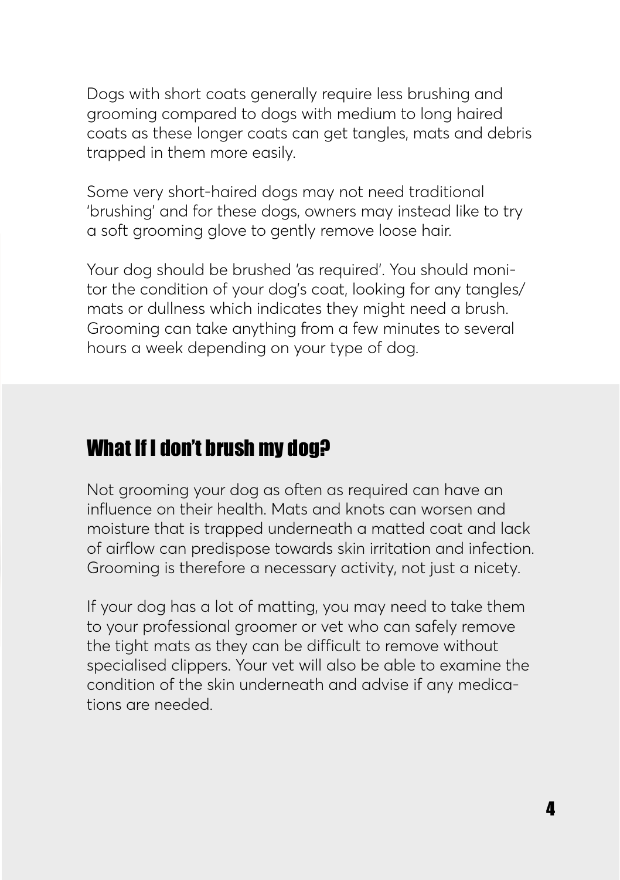Dogs with short coats generally require less brushing and grooming compared to dogs with medium to long haired coats as these longer coats can get tangles, mats and debris trapped in them more easily.

Some very short-haired dogs may not need traditional 'brushing' and for these dogs, owners may instead like to try a soft grooming glove to gently remove loose hair.

Your dog should be brushed 'as required'. You should monitor the condition of your dog's coat, looking for any tangles/ mats or dullness which indicates they might need a brush. Grooming can take anything from a few minutes to several hours a week depending on your type of dog.

## What If I don't brush my dog?

Not grooming your dog as often as required can have an influence on their health. Mats and knots can worsen and moisture that is trapped underneath a matted coat and lack of airflow can predispose towards skin irritation and infection. Grooming is therefore a necessary activity, not just a nicety.

If your dog has a lot of matting, you may need to take them to your professional groomer or vet who can safely remove the tight mats as they can be difficult to remove without specialised clippers. Your vet will also be able to examine the condition of the skin underneath and advise if any medications are needed.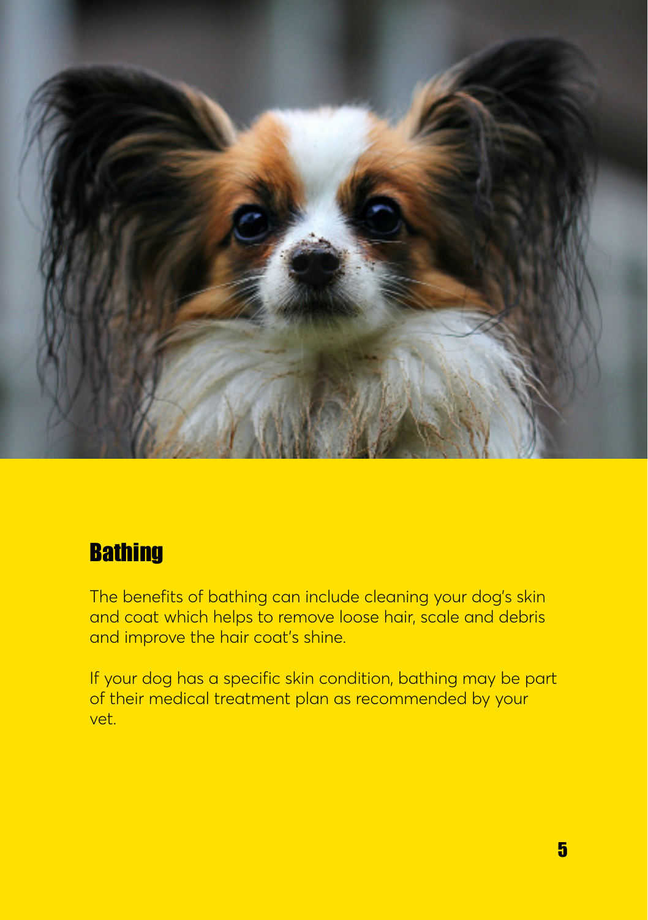## Bathing

The benefits of bathing can include cleaning your dog's skin and coat which helps to remove loose hair, scale and debris and improve the hair coat's shine.

If your dog has a specific skin condition, bathing may be part of their medical treatment plan as recommended by your vet.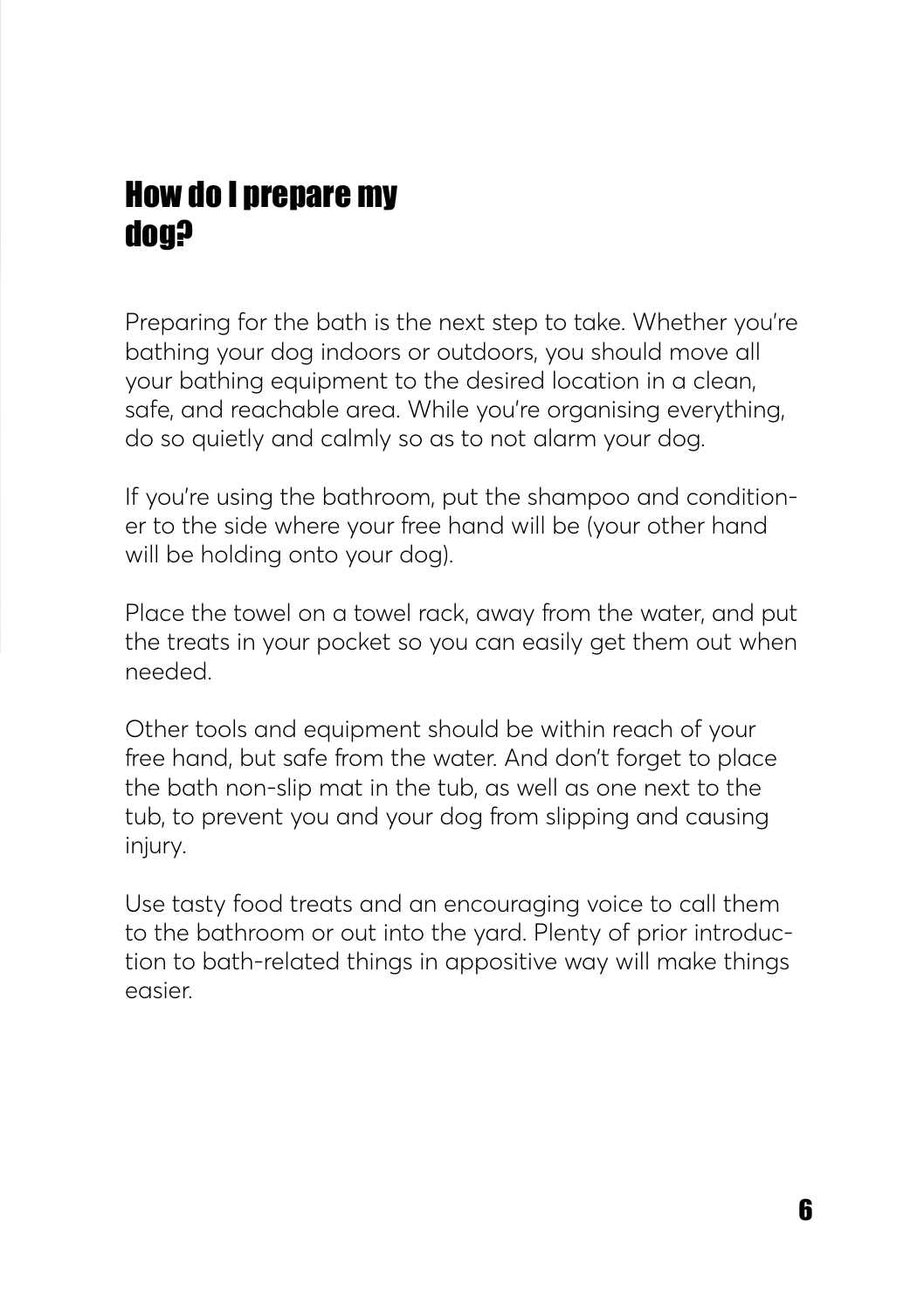# How do I prepare my dog?

Preparing for the bath is the next step to take. Whether you're bathing your dog indoors or outdoors, you should move all your bathing equipment to the desired location in a clean, safe, and reachable area. While you're organising everything, do so quietly and calmly so as to not alarm your dog.

If you're using the bathroom, put the shampoo and conditioner to the side where your free hand will be (your other hand will be holding onto your dog).

Place the towel on a towel rack, away from the water, and put the treats in your pocket so you can easily get them out when needed.

Other tools and equipment should be within reach of your free hand, but safe from the water. And don't forget to place the bath non-slip mat in the tub, as well as one next to the tub, to prevent you and your dog from slipping and causing injury.

Use tasty food treats and an encouraging voice to call them to the bathroom or out into the yard. Plenty of prior introduction to bath-related things in appositive way will make things easier.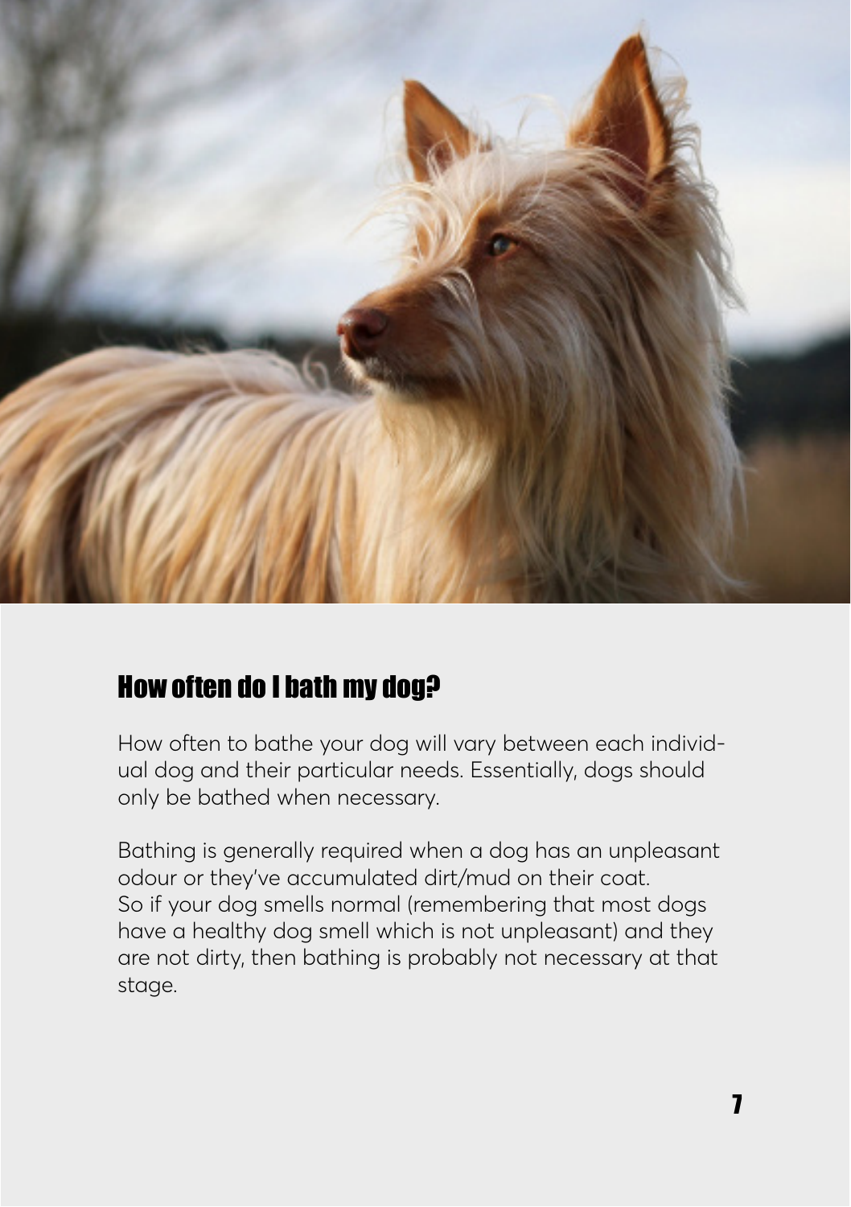## How often do I bath my dog?

How often to bathe your dog will vary between each individual dog and their particular needs. Essentially, dogs should only be bathed when necessary.

Bathing is generally required when a dog has an unpleasant odour or they've accumulated dirt/mud on their coat. So if your dog smells normal (remembering that most dogs have a healthy dog smell which is not unpleasant) and they are not dirty, then bathing is probably not necessary at that stage.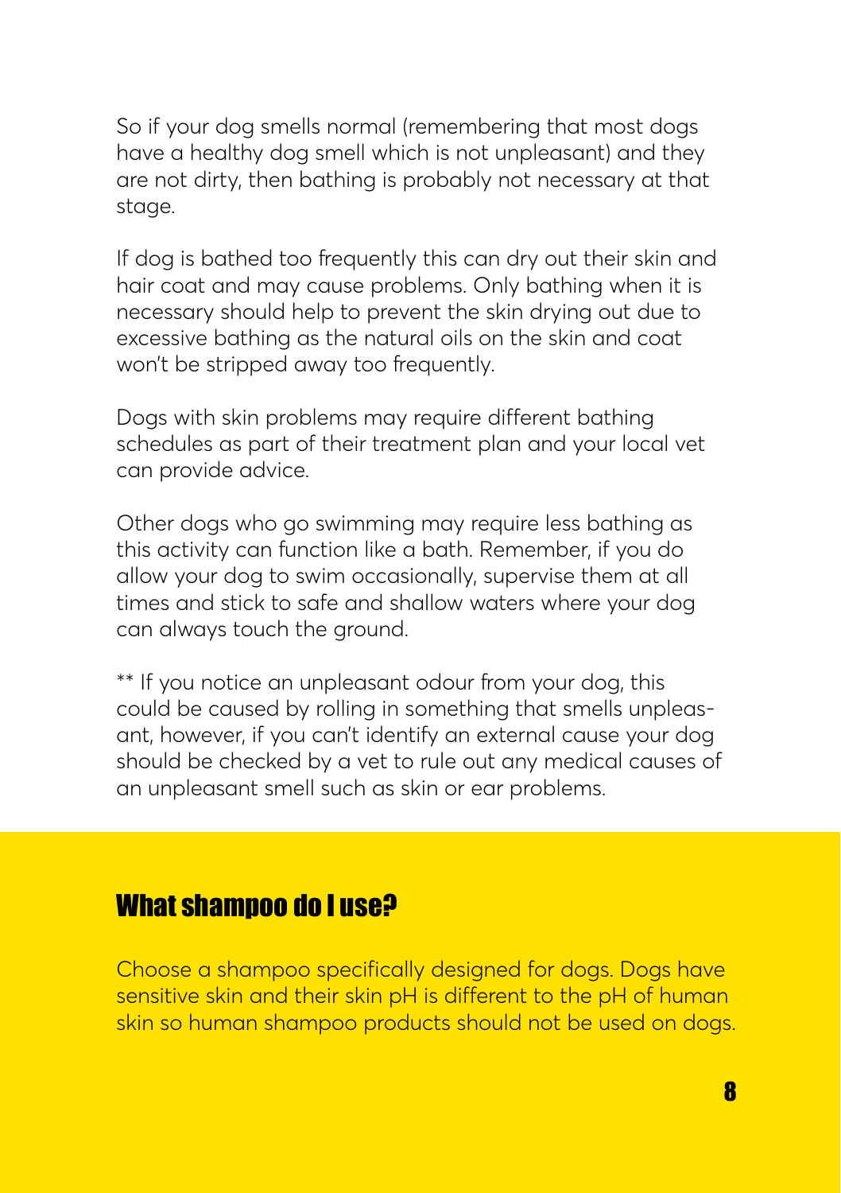So if your dog smells normal (remembering that most dogs have a healthy dog smell which is not unpleasant) and they are not dirty, then bathing is probably not necessary at that stage.

If dog is bathed too frequently this can dry out their skin and hair coat and may cause problems. Only bathing when it is necessary should help to prevent the skin drying out due to excessive bathing as the natural oils on the skin and coat won't be stripped away too frequently.

Dogs with skin problems may require different bathing schedules as part of their treatment plan and your local vet can provide advice.

Other dogs who go swimming may require less bathing as this activity can function like a bath. Remember, if you do allow your dog to swim occasionally, supervise them at all times and stick to safe and shallow waters where your dog can always touch the ground.

** If you notice an unpleasant odour from your dog, this could be caused by rolling in something that smells unpleasant, however, if you can't identify an external cause your dog should be checked by a vet to rule out any medical causes of an unpleasant smell such as skin or ear problems.

## What shampoo do I use?

Choose a shampoo specifically designed for dogs. Dogs have sensitive skin and their skin pH is different to the pH of human skin so human shampoo products should not be used on dogs.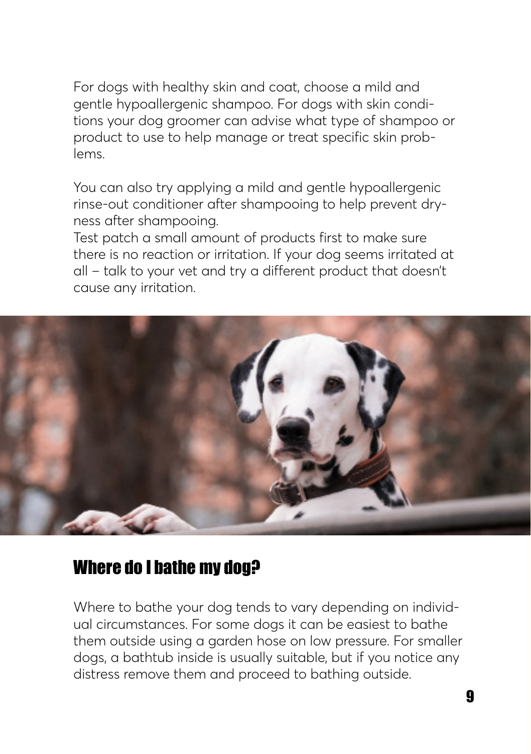For dogs with healthy skin and coat, choose a mild and gentle hypoallergenic shampoo. For dogs with skin conditions your dog groomer can advise what type of shampoo or product to use to help manage or treat specific skin problems.

You can also try applying a mild and gentle hypoallergenic rinse-out conditioner after shampooing to help prevent dryness after shampooing.
Test patch a small amount of products first to make sure there is no reaction or irritation. If your dog seems irritated at all – talk to your vet and try a different product that doesn't cause any irritation.

## Where do I bathe my dog?

Where to bathe your dog tends to vary depending on individual circumstances. For some dogs it can be easiest to bathe them outside using a garden hose on low pressure. For smaller dogs, a bathtub inside is usually suitable, but if you notice any distress remove them and proceed to bathing outside.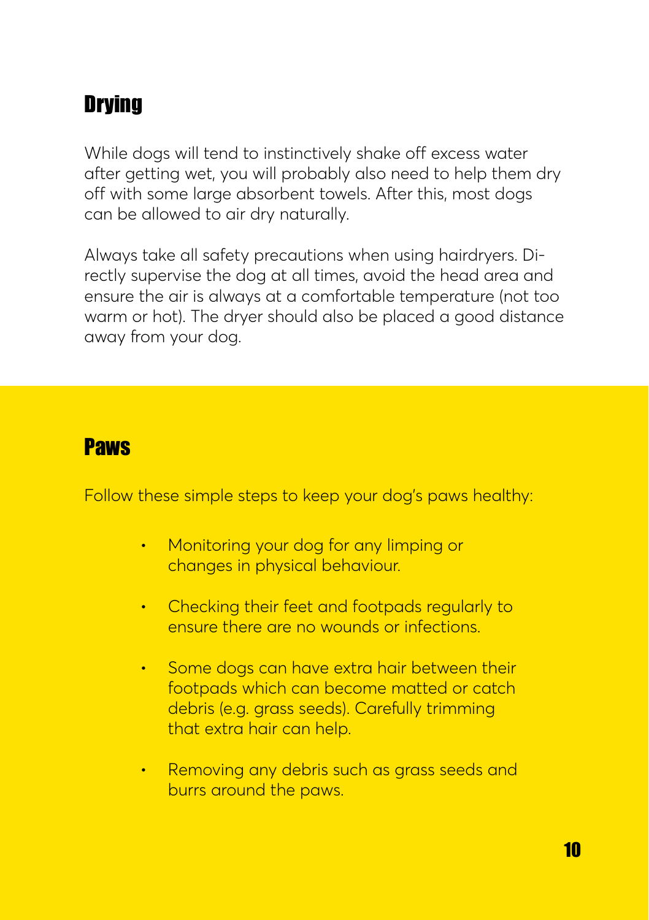## Drying

While dogs will tend to instinctively shake off excess water after getting wet, you will probably also need to help them dry off with some large absorbent towels. After this, most dogs can be allowed to air dry naturally.

Always take all safety precautions when using hairdryers. Directly supervise the dog at all times, avoid the head area and ensure the air is always at a comfortable temperature (not too warm or hot). The dryer should also be placed a good distance away from your dog.

## Paws

Follow these simple steps to keep your dog's paws healthy:

- Monitoring your dog for any limping or changes in physical behaviour.
- Checking their feet and footpads regularly to ensure there are no wounds or infections.
- Some dogs can have extra hair between their footpads which can become matted or catch debris (e.g. grass seeds). Carefully trimming that extra hair can help.
- Removing any debris such as grass seeds and burrs around the paws.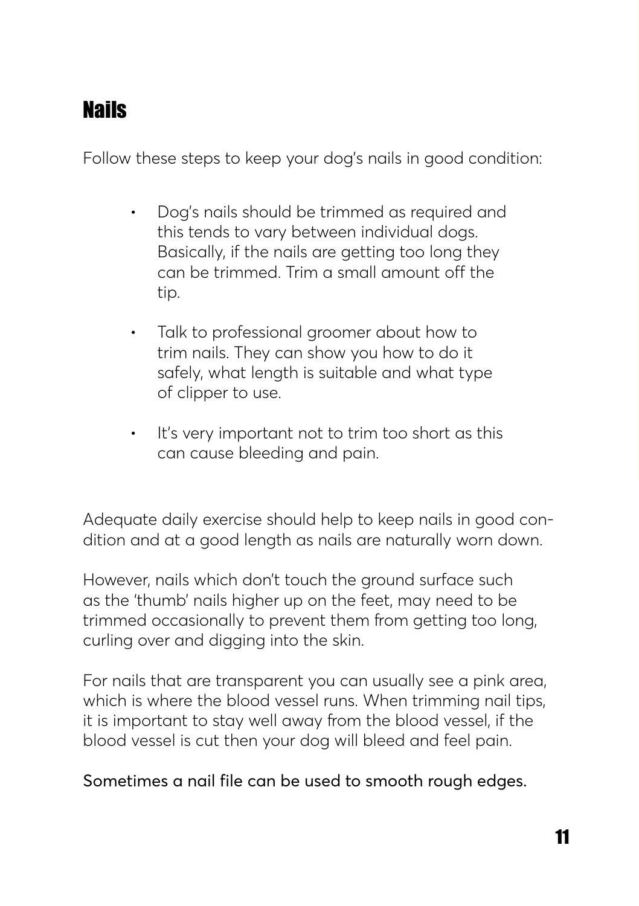## Nails

Follow these steps to keep your dog's nails in good condition:

- Dog's nails should be trimmed as required and this tends to vary between individual dogs. Basically, if the nails are getting too long they can be trimmed. Trim a small amount off the tip.
- Talk to professional groomer about how to trim nails. They can show you how to do it safely, what length is suitable and what type of clipper to use.
- It's very important not to trim too short as this can cause bleeding and pain.

Adequate daily exercise should help to keep nails in good condition and at a good length as nails are naturally worn down.

However, nails which don't touch the ground surface such as the 'thumb' nails higher up on the feet, may need to be trimmed occasionally to prevent them from getting too long, curling over and digging into the skin.

For nails that are transparent you can usually see a pink area, which is where the blood vessel runs. When trimming nail tips, it is important to stay well away from the blood vessel, if the blood vessel is cut then your dog will bleed and feel pain.

Sometimes a nail file can be used to smooth rough edges.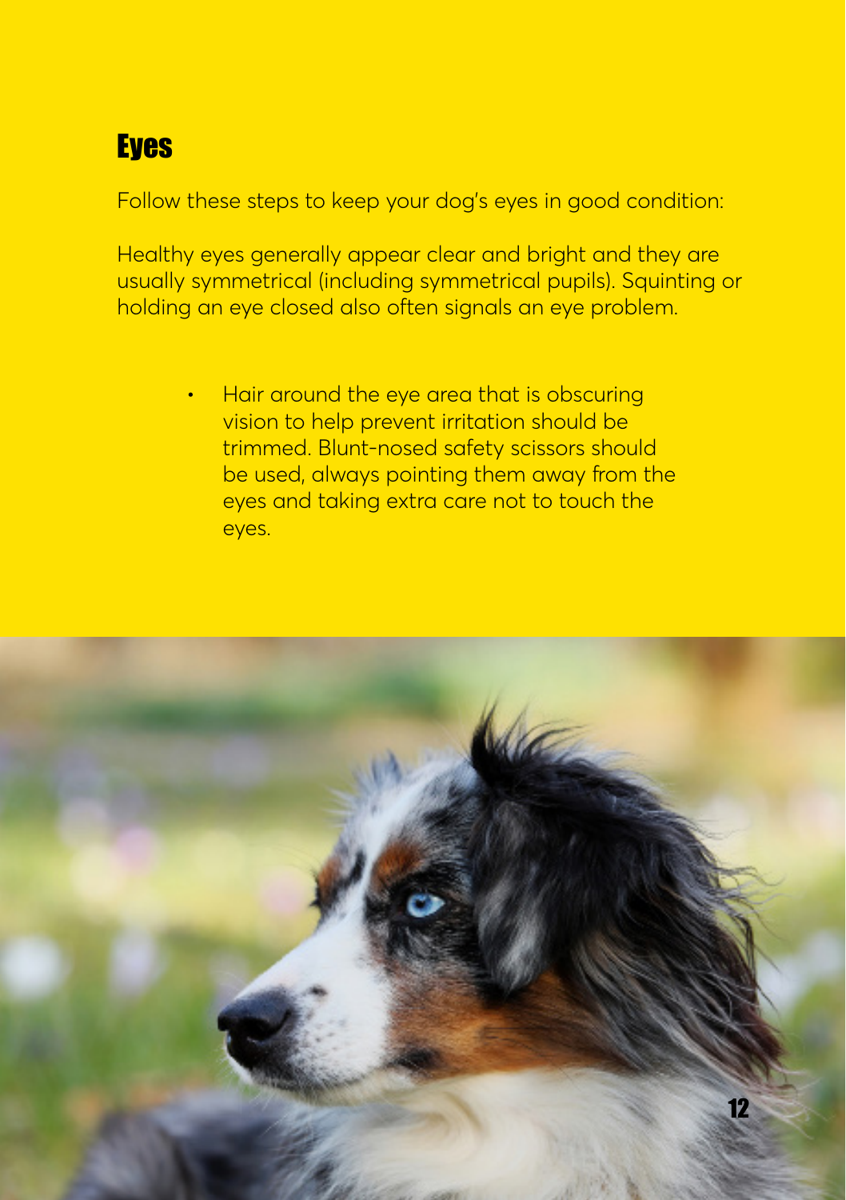## Eyes

Follow these steps to keep your dog's eyes in good condition:

Healthy eyes generally appear clear and bright and they are usually symmetrical (including symmetrical pupils). Squinting or holding an eye closed also often signals an eye problem.

- Hair around the eye area that is obscuring vision to help prevent irritation should be trimmed. Blunt-nosed safety scissors should be used, always pointing them away from the eyes and taking extra care not to touch the eyes.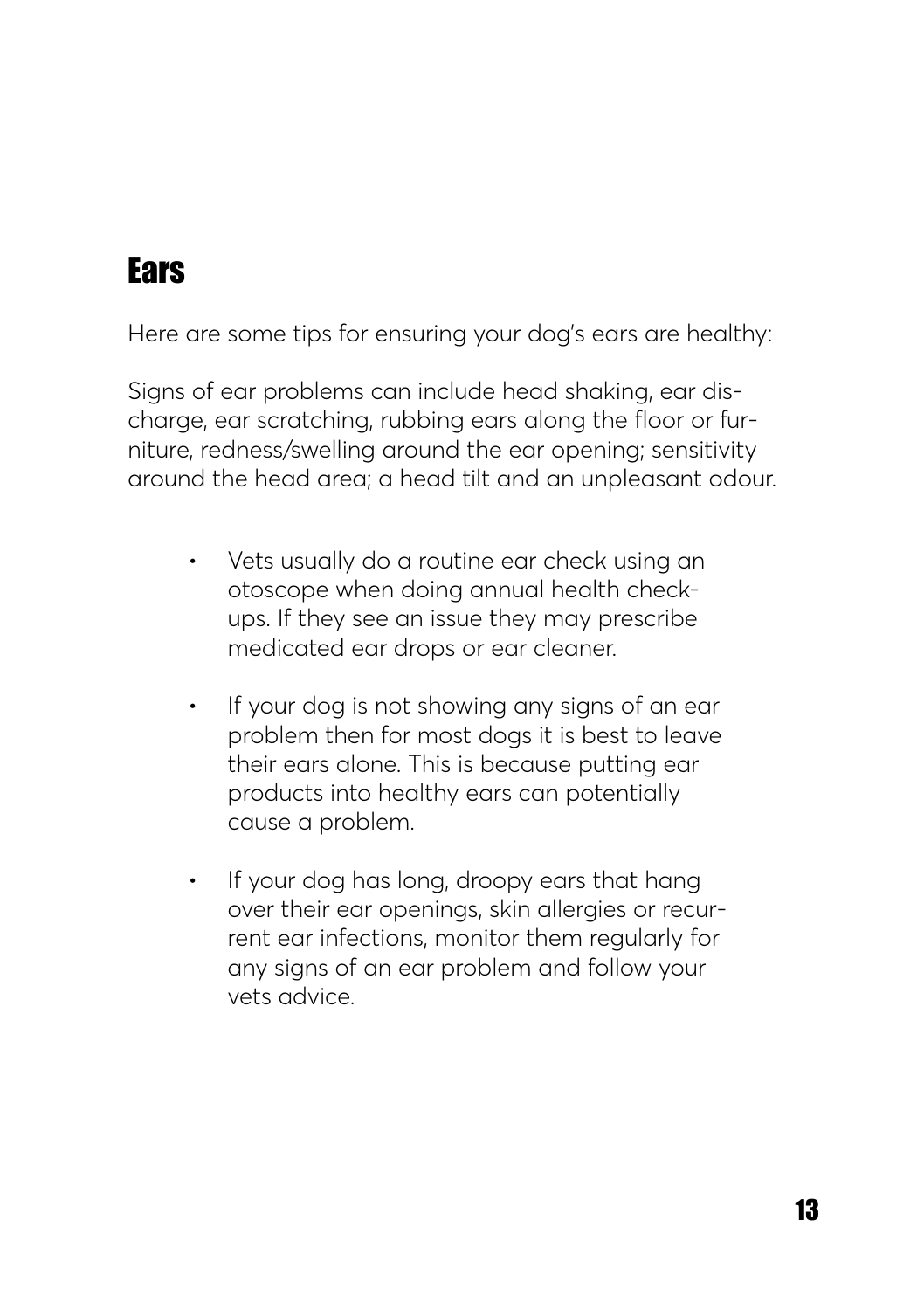## Ears

Here are some tips for ensuring your dog's ears are healthy:

Signs of ear problems can include head shaking, ear discharge, ear scratching, rubbing ears along the floor or furniture, redness/swelling around the ear opening; sensitivity around the head area; a head tilt and an unpleasant odour.

- Vets usually do a routine ear check using an otoscope when doing annual health check-ups. If they see an issue they may prescribe medicated ear drops or ear cleaner.
- If your dog is not showing any signs of an ear problem then for most dogs it is best to leave their ears alone. This is because putting ear products into healthy ears can potentially cause a problem.
- If your dog has long, droopy ears that hang over their ear openings, skin allergies or recurrent ear infections, monitor them regularly for any signs of an ear problem and follow your vets advice.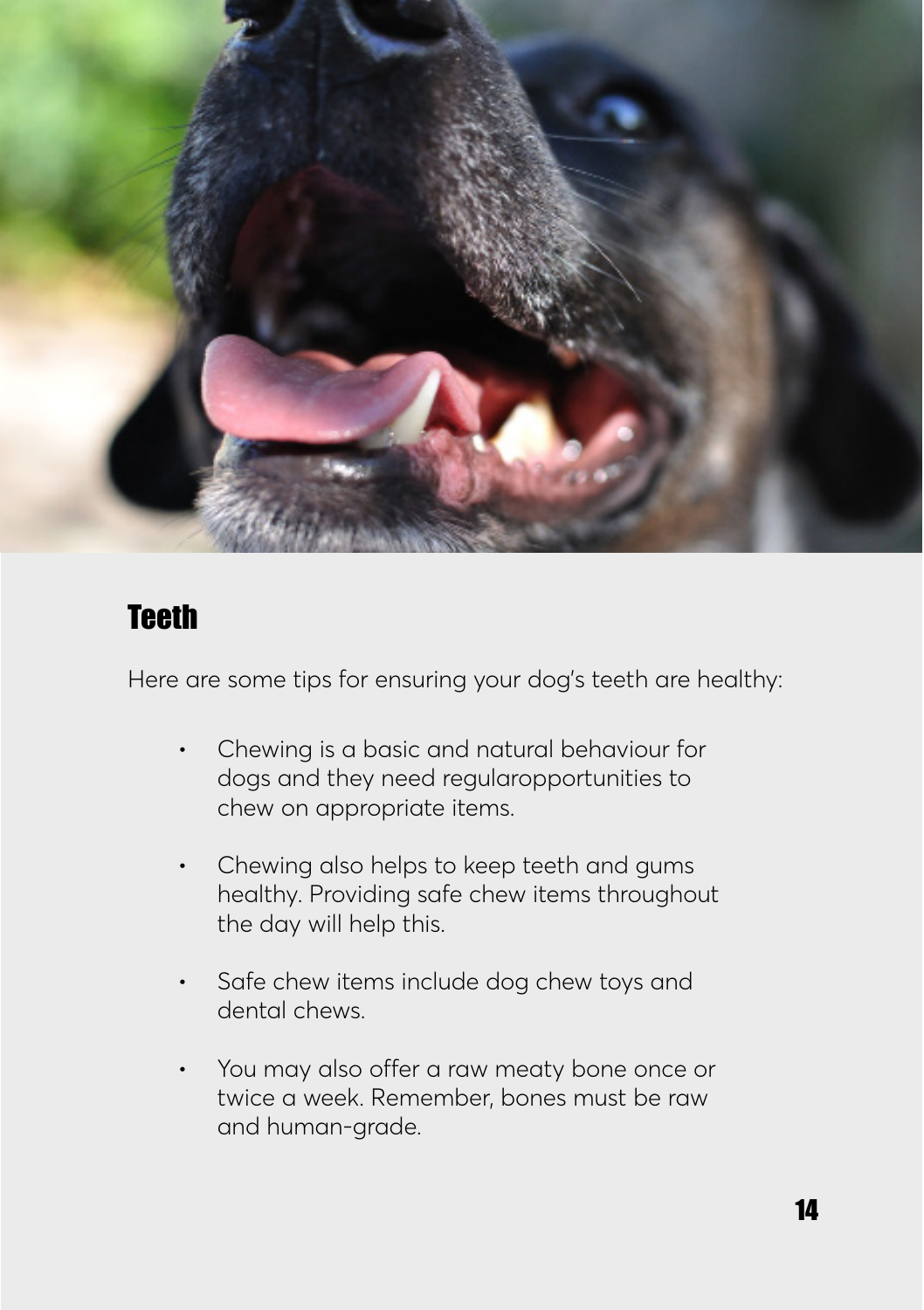## Teeth

Here are some tips for ensuring your dog's teeth are healthy:

- Chewing is a basic and natural behaviour for dogs and they need regularopportunities to chew on appropriate items.
- Chewing also helps to keep teeth and gums healthy. Providing safe chew items throughout the day will help this.
- Safe chew items include dog chew toys and dental chews.
- You may also offer a raw meaty bone once or twice a week. Remember, bones must be raw and human-grade.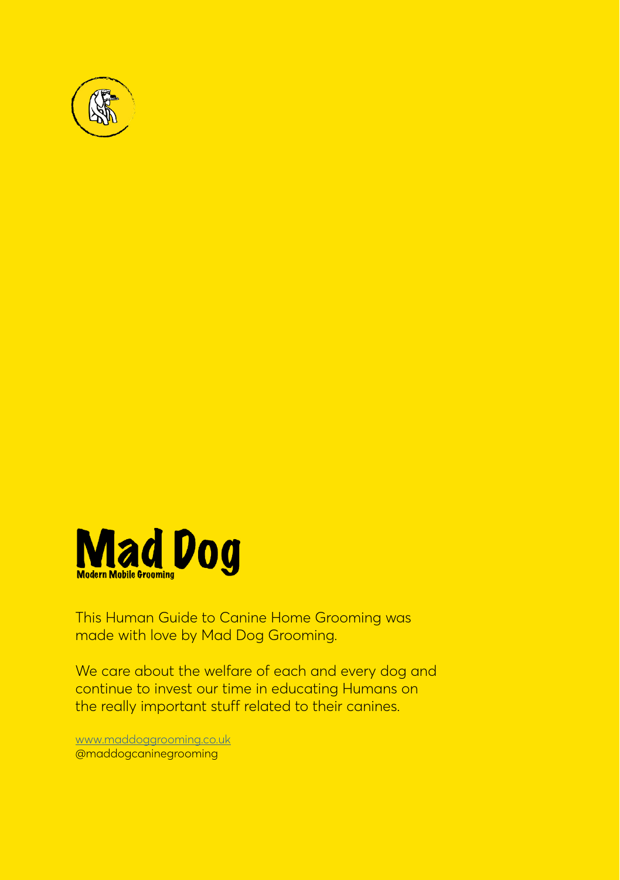Mad Dog

Modern Mobile Grooming

This Human Guide to Canine Home Grooming was made with love by Mad Dog Grooming.

We care about the welfare of each and every dog and continue to invest our time in educating Humans on the really important stuff related to their canines.

www.maddoggrooming.co.uk
@maddogcaninegrooming